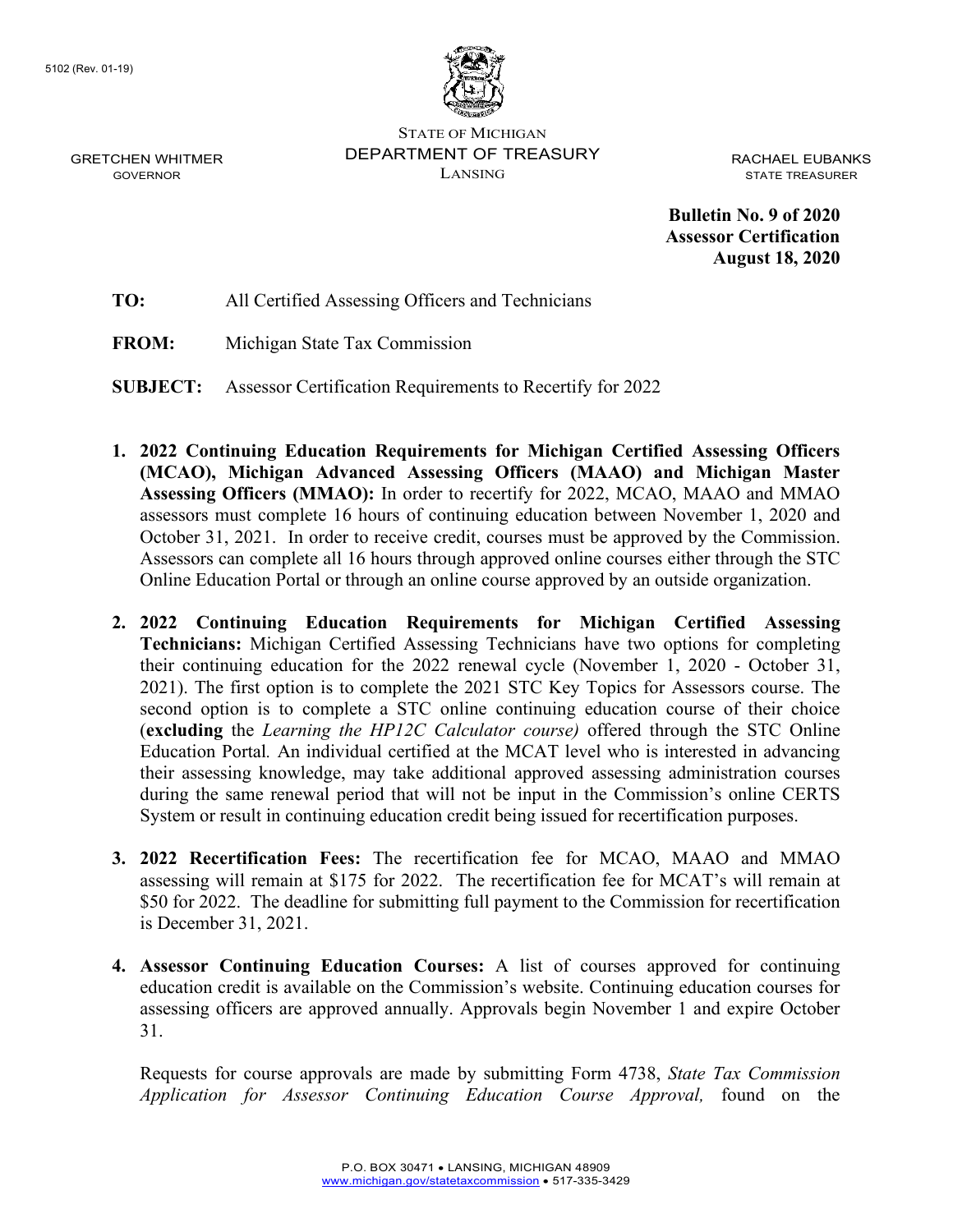5102 (Rev. 01-19)

STATE OF MICHIGAN
DEPARTMENT OF TREASURY
LANSING

GRETCHEN WHITMER
GOVERNOR

RACHAEL EUBANKS
STATE TREASURER

**Bulletin No. 9 of 2020**
**Assessor Certification**
**August 18, 2020**

**TO:** All Certified Assessing Officers and Technicians

**FROM:** Michigan State Tax Commission

**SUBJECT:** Assessor Certification Requirements to Recertify for 2022

1. **2022 Continuing Education Requirements for Michigan Certified Assessing Officers (MCAO), Michigan Advanced Assessing Officers (MAAO) and Michigan Master Assessing Officers (MMAO):** In order to recertify for 2022, MCAO, MAAO and MMAO assessors must complete 16 hours of continuing education between November 1, 2020 and October 31, 2021. In order to receive credit, courses must be approved by the Commission. Assessors can complete all 16 hours through approved online courses either through the STC Online Education Portal or through an online course approved by an outside organization.

2. **2022 Continuing Education Requirements for Michigan Certified Assessing Technicians:** Michigan Certified Assessing Technicians have two options for completing their continuing education for the 2022 renewal cycle (November 1, 2020 - October 31, 2021). The first option is to complete the 2021 STC Key Topics for Assessors course. The second option is to complete a STC online continuing education course of their choice (**excluding** the *Learning the HP12C Calculator course)* offered through the STC Online Education Portal. An individual certified at the MCAT level who is interested in advancing their assessing knowledge, may take additional approved assessing administration courses during the same renewal period that will not be input in the Commission's online CERTS System or result in continuing education credit being issued for recertification purposes.

3. **2022 Recertification Fees:** The recertification fee for MCAO, MAAO and MMAO assessing will remain at $175 for 2022. The recertification fee for MCAT's will remain at $50 for 2022. The deadline for submitting full payment to the Commission for recertification is December 31, 2021.

4. **Assessor Continuing Education Courses:** A list of courses approved for continuing education credit is available on the Commission's website. Continuing education courses for assessing officers are approved annually. Approvals begin November 1 and expire October 31.

   Requests for course approvals are made by submitting Form 4738, *State Tax Commission Application for Assessor Continuing Education Course Approval,* found on the

P.O. BOX 30471 • LANSING, MICHIGAN 48909
www.michigan.gov/statetaxcommission • 517-335-3429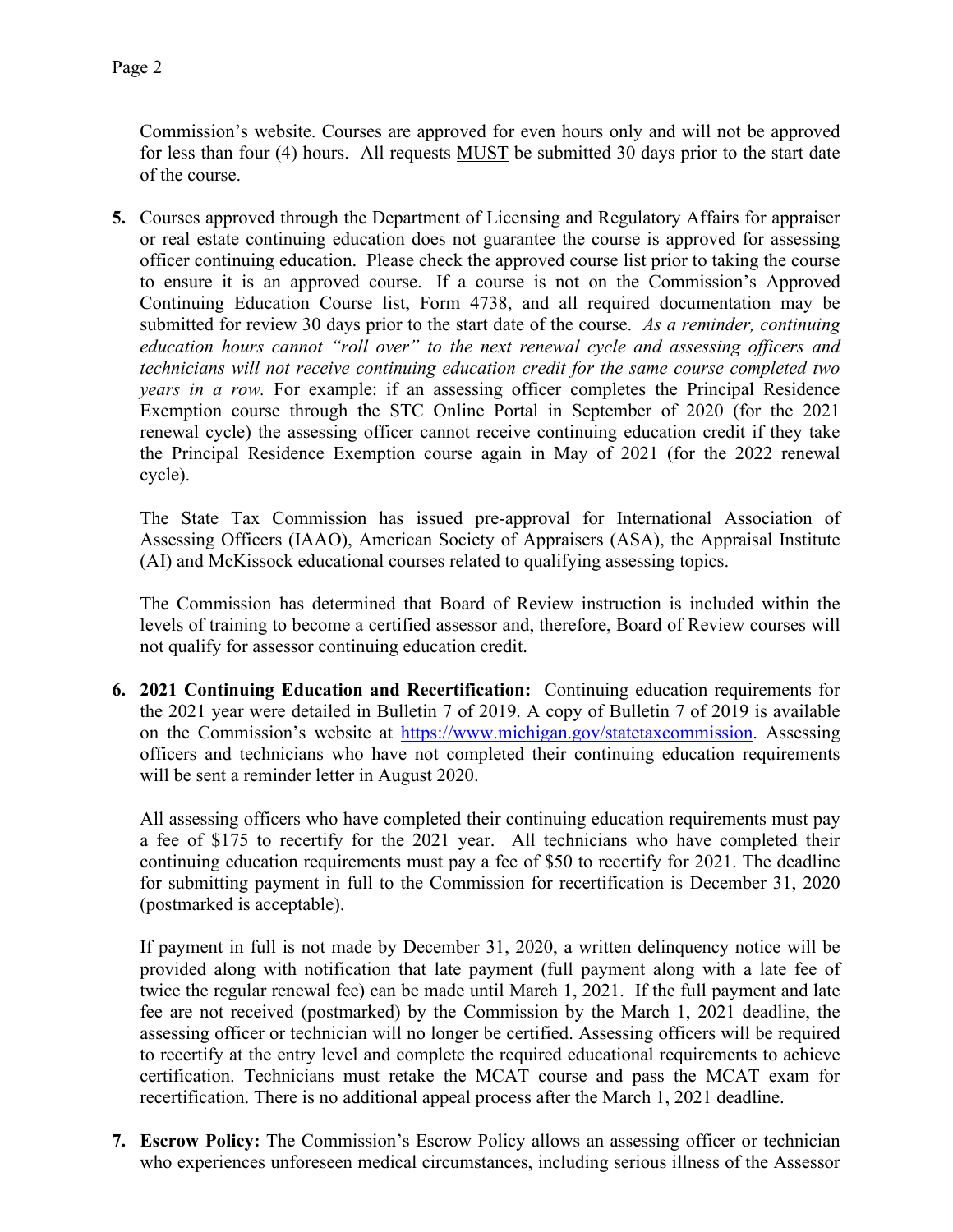Commission's website. Courses are approved for even hours only and will not be approved for less than four (4) hours. All requests MUST be submitted 30 days prior to the start date of the course.

5. Courses approved through the Department of Licensing and Regulatory Affairs for appraiser or real estate continuing education does not guarantee the course is approved for assessing officer continuing education. Please check the approved course list prior to taking the course to ensure it is an approved course. If a course is not on the Commission's Approved Continuing Education Course list, Form 4738, and all required documentation may be submitted for review 30 days prior to the start date of the course. *As a reminder, continuing education hours cannot "roll over" to the next renewal cycle and assessing officers and technicians will not receive continuing education credit for the same course completed two years in a row.* For example: if an assessing officer completes the Principal Residence Exemption course through the STC Online Portal in September of 2020 (for the 2021 renewal cycle) the assessing officer cannot receive continuing education credit if they take the Principal Residence Exemption course again in May of 2021 (for the 2022 renewal cycle).

   The State Tax Commission has issued pre-approval for International Association of Assessing Officers (IAAO), American Society of Appraisers (ASA), the Appraisal Institute (AI) and McKissock educational courses related to qualifying assessing topics.

   The Commission has determined that Board of Review instruction is included within the levels of training to become a certified assessor and, therefore, Board of Review courses will not qualify for assessor continuing education credit.

6. **2021 Continuing Education and Recertification:** Continuing education requirements for the 2021 year were detailed in Bulletin 7 of 2019. A copy of Bulletin 7 of 2019 is available on the Commission's website at https://www.michigan.gov/statetaxcommission. Assessing officers and technicians who have not completed their continuing education requirements will be sent a reminder letter in August 2020.

   All assessing officers who have completed their continuing education requirements must pay a fee of $175 to recertify for the 2021 year. All technicians who have completed their continuing education requirements must pay a fee of $50 to recertify for 2021. The deadline for submitting payment in full to the Commission for recertification is December 31, 2020 (postmarked is acceptable).

   If payment in full is not made by December 31, 2020, a written delinquency notice will be provided along with notification that late payment (full payment along with a late fee of twice the regular renewal fee) can be made until March 1, 2021. If the full payment and late fee are not received (postmarked) by the Commission by the March 1, 2021 deadline, the assessing officer or technician will no longer be certified. Assessing officers will be required to recertify at the entry level and complete the required educational requirements to achieve certification. Technicians must retake the MCAT course and pass the MCAT exam for recertification. There is no additional appeal process after the March 1, 2021 deadline.

7. **Escrow Policy:** The Commission's Escrow Policy allows an assessing officer or technician who experiences unforeseen medical circumstances, including serious illness of the Assessor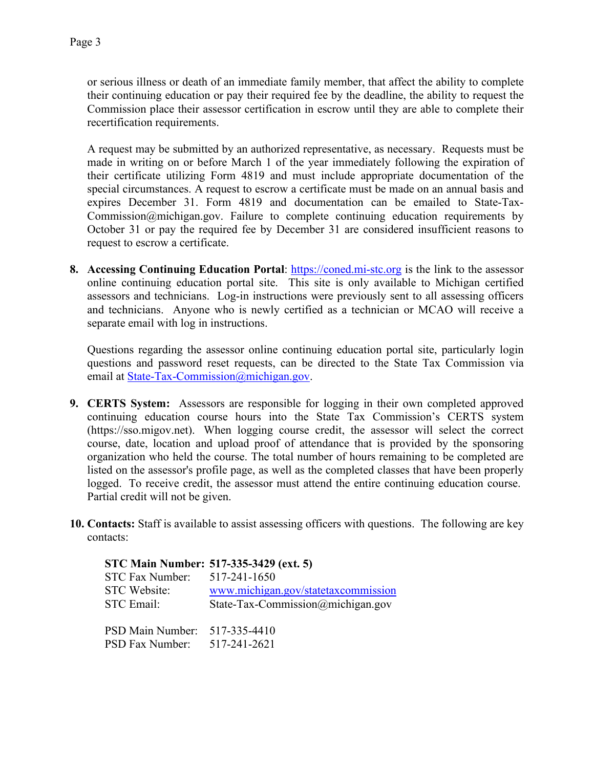or serious illness or death of an immediate family member, that affect the ability to complete their continuing education or pay their required fee by the deadline, the ability to request the Commission place their assessor certification in escrow until they are able to complete their recertification requirements.

A request may be submitted by an authorized representative, as necessary. Requests must be made in writing on or before March 1 of the year immediately following the expiration of their certificate utilizing Form 4819 and must include appropriate documentation of the special circumstances. A request to escrow a certificate must be made on an annual basis and expires December 31. Form 4819 and documentation can be emailed to State-Tax-Commission@michigan.gov. Failure to complete continuing education requirements by October 31 or pay the required fee by December 31 are considered insufficient reasons to request to escrow a certificate.

8. **Accessing Continuing Education Portal**: https://coned.mi-stc.org is the link to the assessor online continuing education portal site. This site is only available to Michigan certified assessors and technicians. Log-in instructions were previously sent to all assessing officers and technicians. Anyone who is newly certified as a technician or MCAO will receive a separate email with log in instructions.

   Questions regarding the assessor online continuing education portal site, particularly login questions and password reset requests, can be directed to the State Tax Commission via email at State-Tax-Commission@michigan.gov.

9. **CERTS System:** Assessors are responsible for logging in their own completed approved continuing education course hours into the State Tax Commission's CERTS system (https://sso.migov.net). When logging course credit, the assessor will select the correct course, date, location and upload proof of attendance that is provided by the sponsoring organization who held the course. The total number of hours remaining to be completed are listed on the assessor's profile page, as well as the completed classes that have been properly logged. To receive credit, the assessor must attend the entire continuing education course. Partial credit will not be given.

10. **Contacts:** Staff is available to assist assessing officers with questions. The following are key contacts:

| | |
|---|---|
| **STC Main Number:** | **517-335-3429 (ext. 5)** |
| STC Fax Number: | 517-241-1650 |
| STC Website: | www.michigan.gov/statetaxcommission |
| STC Email: | State-Tax-Commission@michigan.gov |
| | |
| PSD Main Number: | 517-335-4410 |
| PSD Fax Number: | 517-241-2621 |